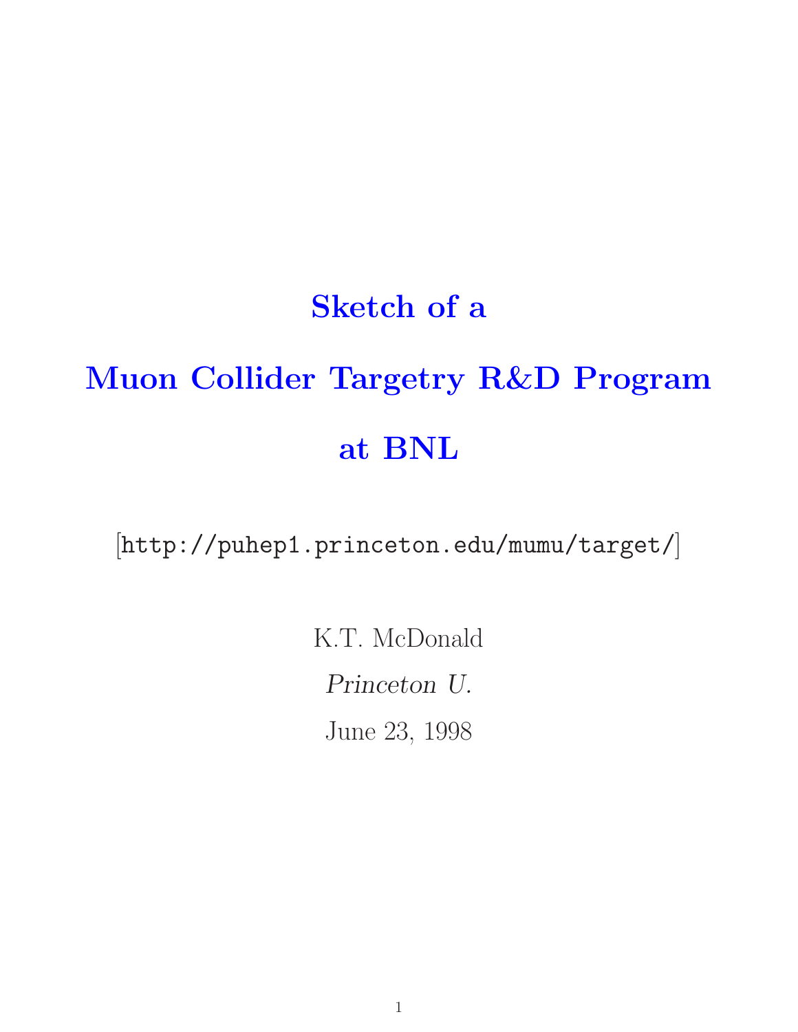# Sketch of a Muon Collider Targetry R&D Program at BNL

[http://puhep1.princeton.edu/mumu/target/]

K.T. McDonald

*Princeton U.*

June 23, 1998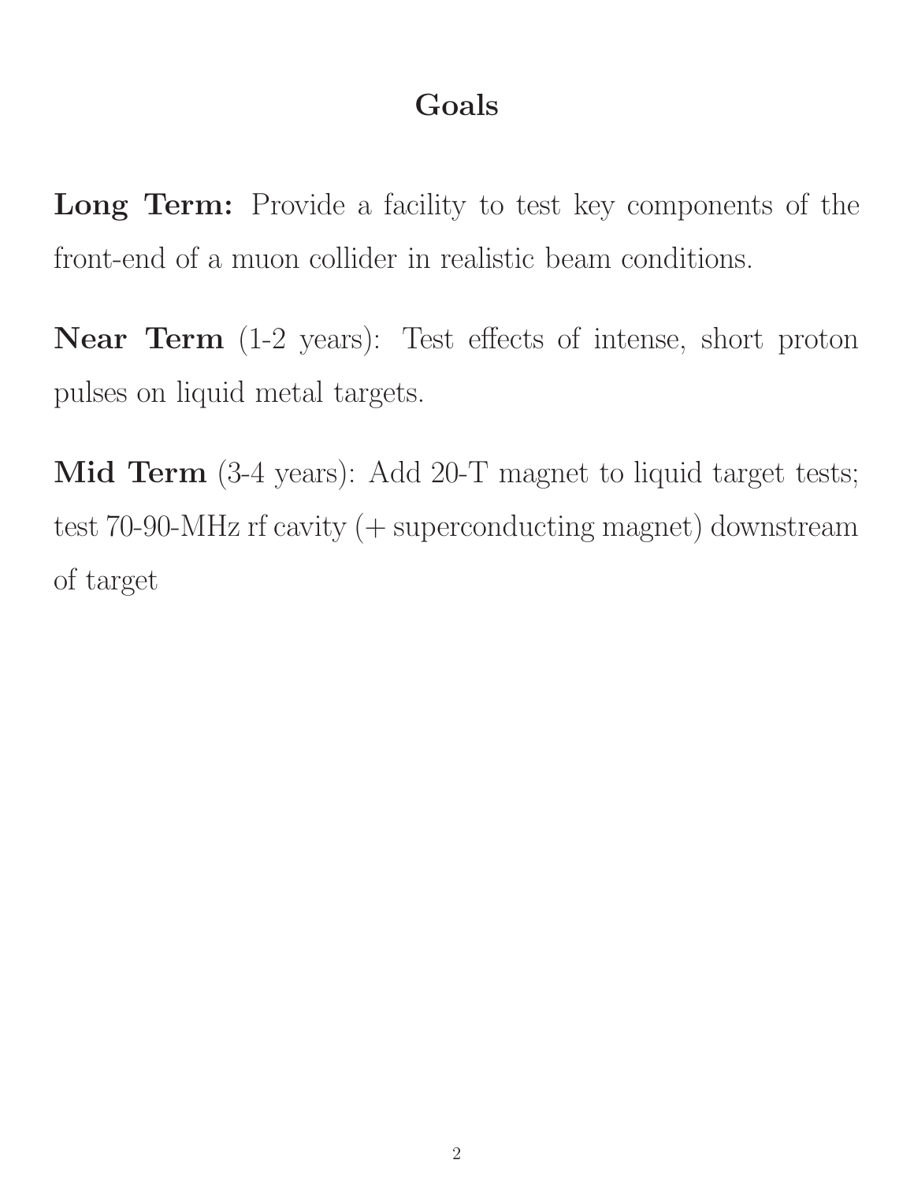# Goals

**Long Term:** Provide a facility to test key components of the front-end of a muon collider in realistic beam conditions.

**Near Term** (1-2 years): Test effects of intense, short proton pulses on liquid metal targets.

**Mid Term** (3-4 years): Add 20-T magnet to liquid target tests; test 70-90-MHz rf cavity (+ superconducting magnet) downstream of target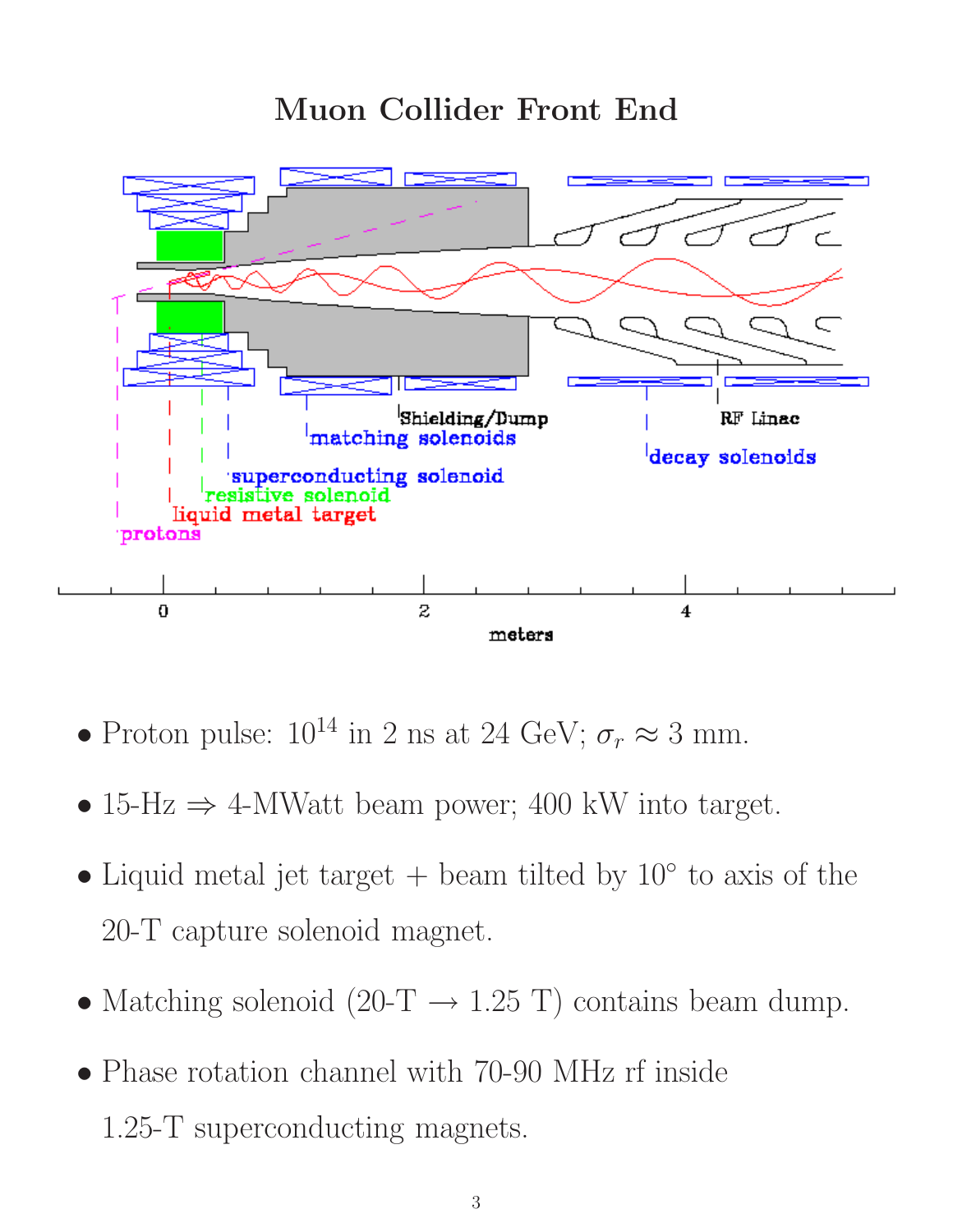# Muon Collider Front End

- Proton pulse: $10^{14}$ in 2 ns at 24 GeV; $\sigma_r \approx 3$ mm.
- 15-Hz $\Rightarrow$ 4-MWatt beam power; 400 kW into target.
- Liquid metal jet target + beam tilted by 10° to axis of the 20-T capture solenoid magnet.
- Matching solenoid (20-T $\rightarrow$ 1.25 T) contains beam dump.
- Phase rotation channel with 70-90 MHz rf inside 1.25-T superconducting magnets.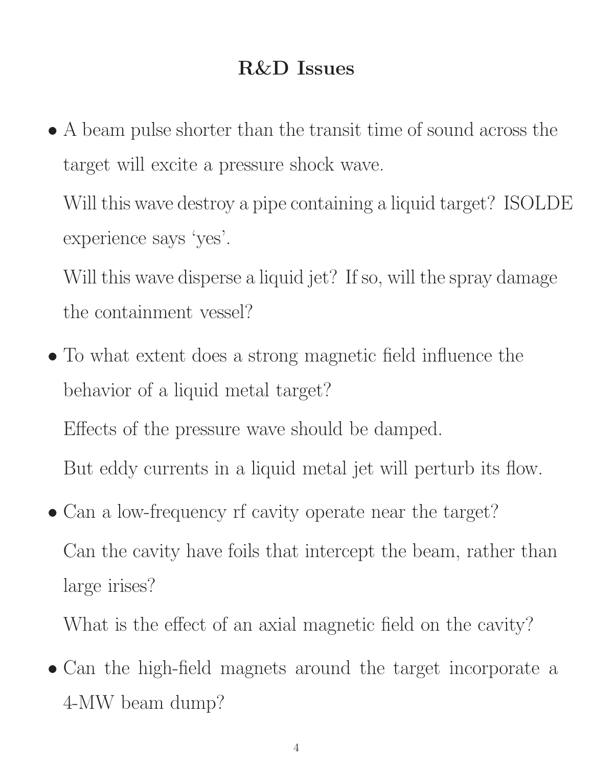# R&D Issues

- A beam pulse shorter than the transit time of sound across the target will excite a pressure shock wave.

  Will this wave destroy a pipe containing a liquid target? ISOLDE experience says 'yes'.

  Will this wave disperse a liquid jet? If so, will the spray damage the containment vessel?

- To what extent does a strong magnetic field influence the behavior of a liquid metal target?

  Effects of the pressure wave should be damped.

  But eddy currents in a liquid metal jet will perturb its flow.

- Can a low-frequency rf cavity operate near the target?

  Can the cavity have foils that intercept the beam, rather than large irises?

  What is the effect of an axial magnetic field on the cavity?

- Can the high-field magnets around the target incorporate a 4-MW beam dump?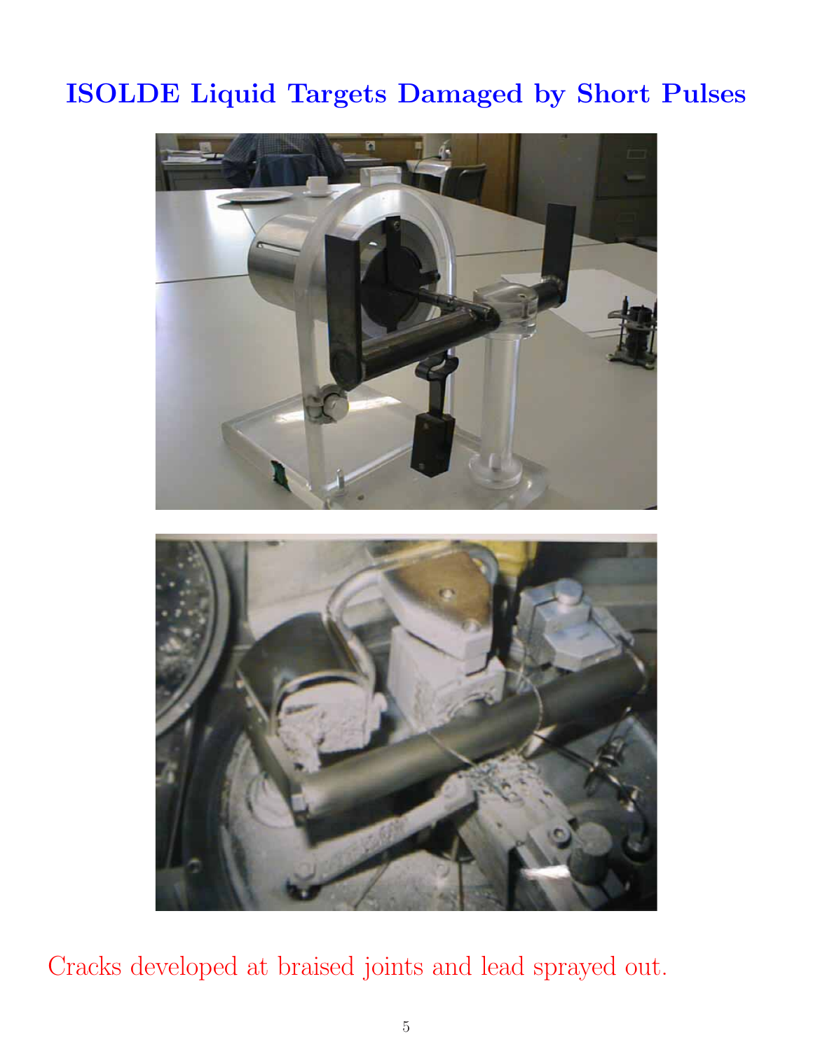# ISOLDE Liquid Targets Damaged by Short Pulses

Cracks developed at braised joints and lead sprayed out.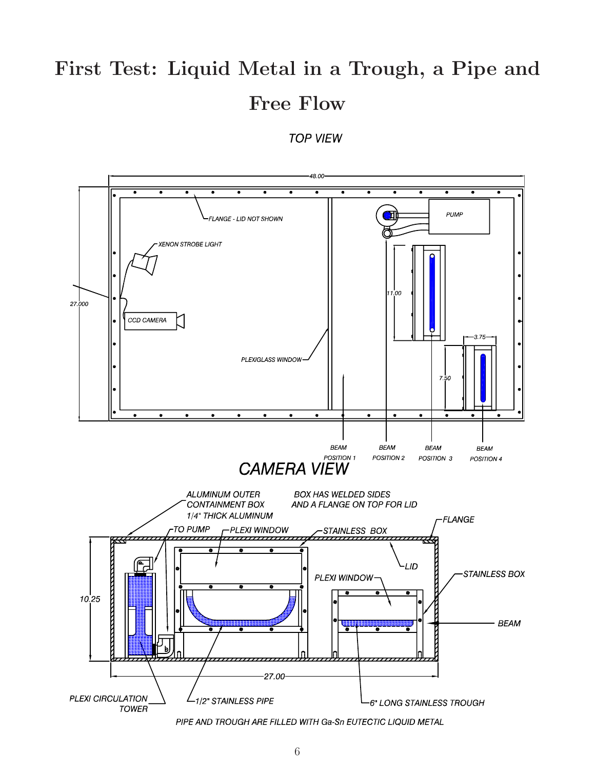# First Test: Liquid Metal in a Trough, a Pipe and Free Flow

TOP VIEW

48.00

27.000

FLANGE - LID NOT SHOWN

XENON STROBE LIGHT

CCD CAMERA

PLEXIGLASS WINDOW

PUMP

11.00

3.75

7.50

BEAM POSITION 1

BEAM POSITION 2

BEAM POSITION 3

BEAM POSITION 4

CAMERA VIEW

ALUMINUM OUTER CONTAINMENT BOX 1/4" THICK ALUMINUM

BOX HAS WELDED SIDES AND A FLANGE ON TOP FOR LID

FLANGE

TO PUMP

PLEXI WINDOW

STAINLESS BOX

LID

PLEXI WINDOW

STAINLESS BOX

10.25

BEAM

27.00

PLEXI CIRCULATION TOWER

1/2" STAINLESS PIPE

6" LONG STAINLESS TROUGH

PIPE AND TROUGH ARE FILLED WITH Ga-Sn EUTECTIC LIQUID METAL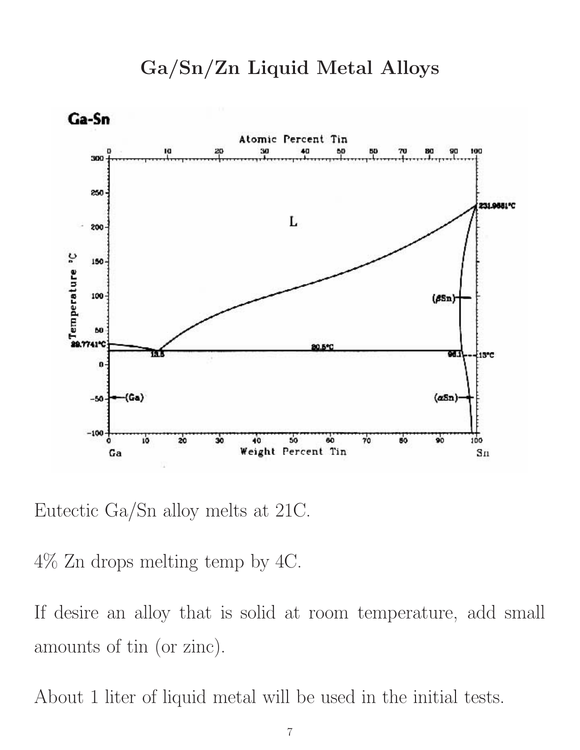# Ga/Sn/Zn Liquid Metal Alloys

Eutectic Ga/Sn alloy melts at 21C.

4% Zn drops melting temp by 4C.

If desire an alloy that is solid at room temperature, add small amounts of tin (or zinc).

About 1 liter of liquid metal will be used in the initial tests.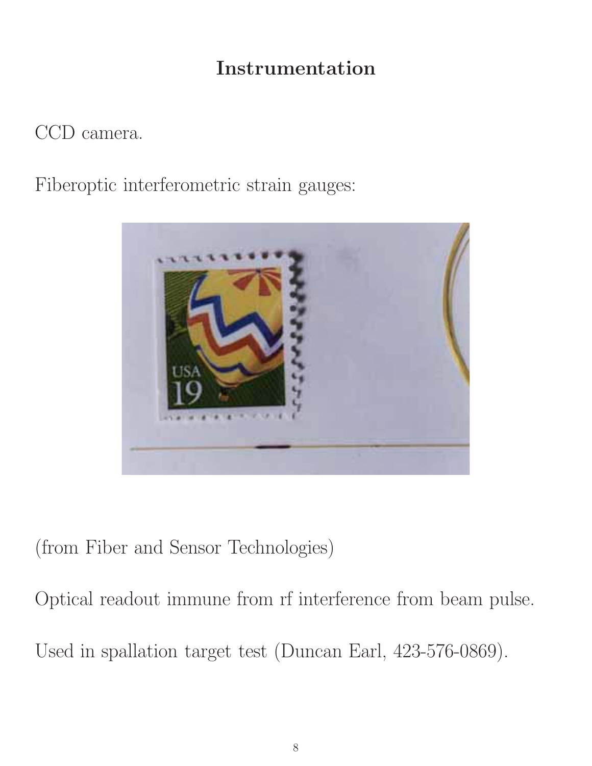# Instrumentation

CCD camera.

Fiberoptic interferometric strain gauges:

(from Fiber and Sensor Technologies)

Optical readout immune from rf interference from beam pulse.

Used in spallation target test (Duncan Earl, 423-576-0869).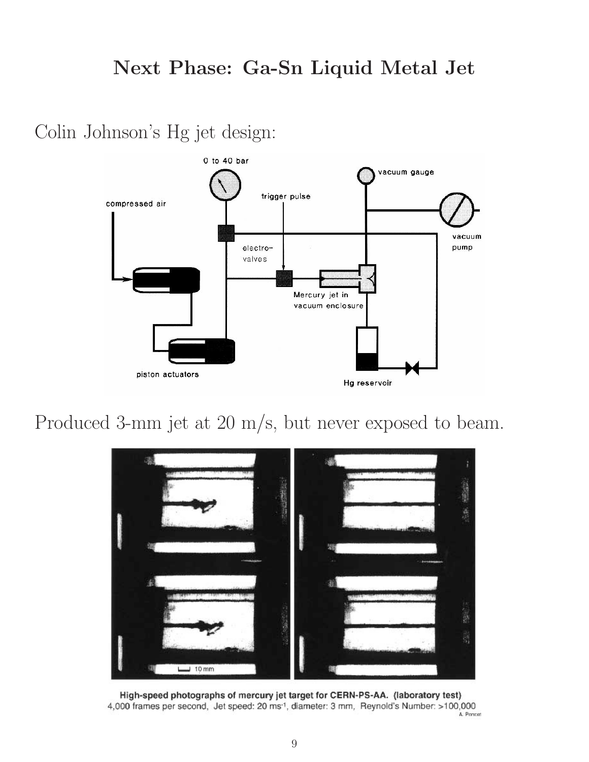# Next Phase: Ga-Sn Liquid Metal Jet

Colin Johnson's Hg jet design:

Produced 3-mm jet at 20 m/s, but never exposed to beam.

**High-speed photographs of mercury jet target for CERN-PS-AA. (laboratory test)**
4,000 frames per second, Jet speed: 20 ms$^{-1}$, diameter: 3 mm, Reynold's Number: >100,000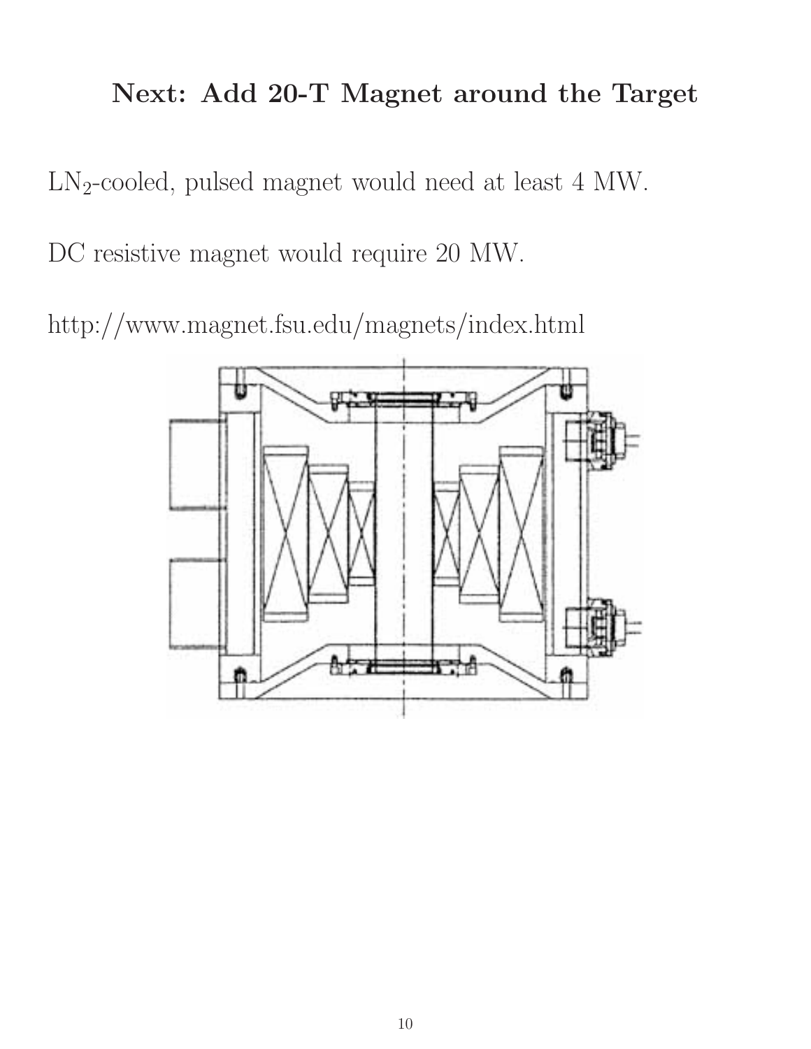# Next: Add 20-T Magnet around the Target

$LN_2$-cooled, pulsed magnet would need at least 4 MW.

DC resistive magnet would require 20 MW.

http://www.magnet.fsu.edu/magnets/index.html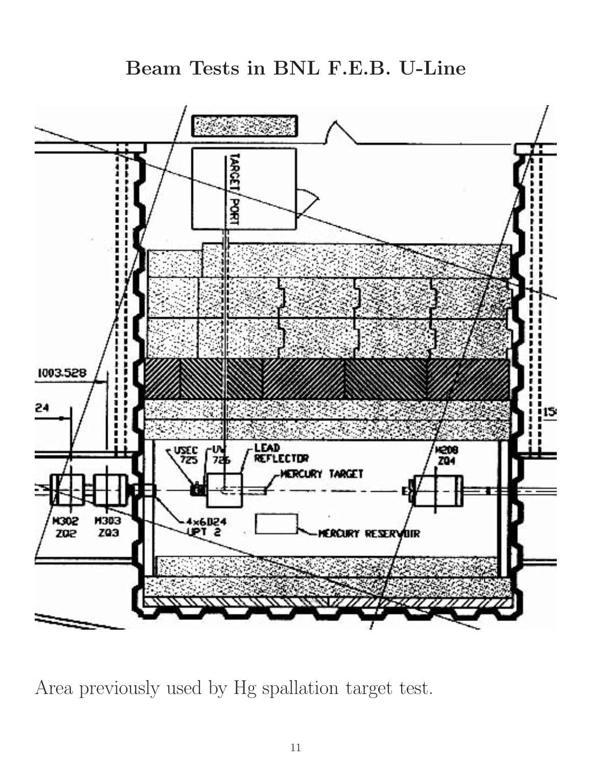# Beam Tests in BNL F.E.B. U-Line

Area previously used by Hg spallation target test.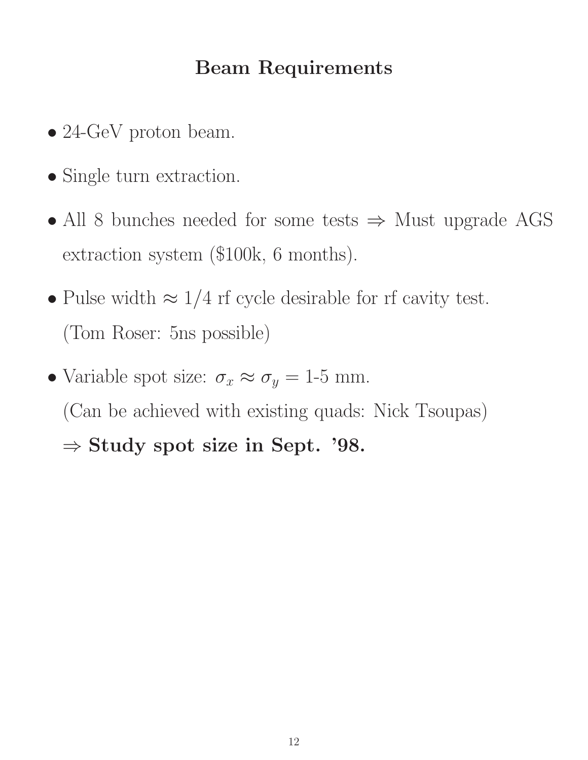# Beam Requirements

- 24-GeV proton beam.
- Single turn extraction.
- All 8 bunches needed for some tests $\Rightarrow$ Must upgrade AGS extraction system ($100k, 6 months).
- Pulse width $\approx 1/4$ rf cycle desirable for rf cavity test.
  (Tom Roser: 5ns possible)
- Variable spot size: $\sigma_x \approx \sigma_y = $ 1-5 mm.
  (Can be achieved with existing quads: Nick Tsoupas)
  $\Rightarrow$ **Study spot size in Sept. '98.**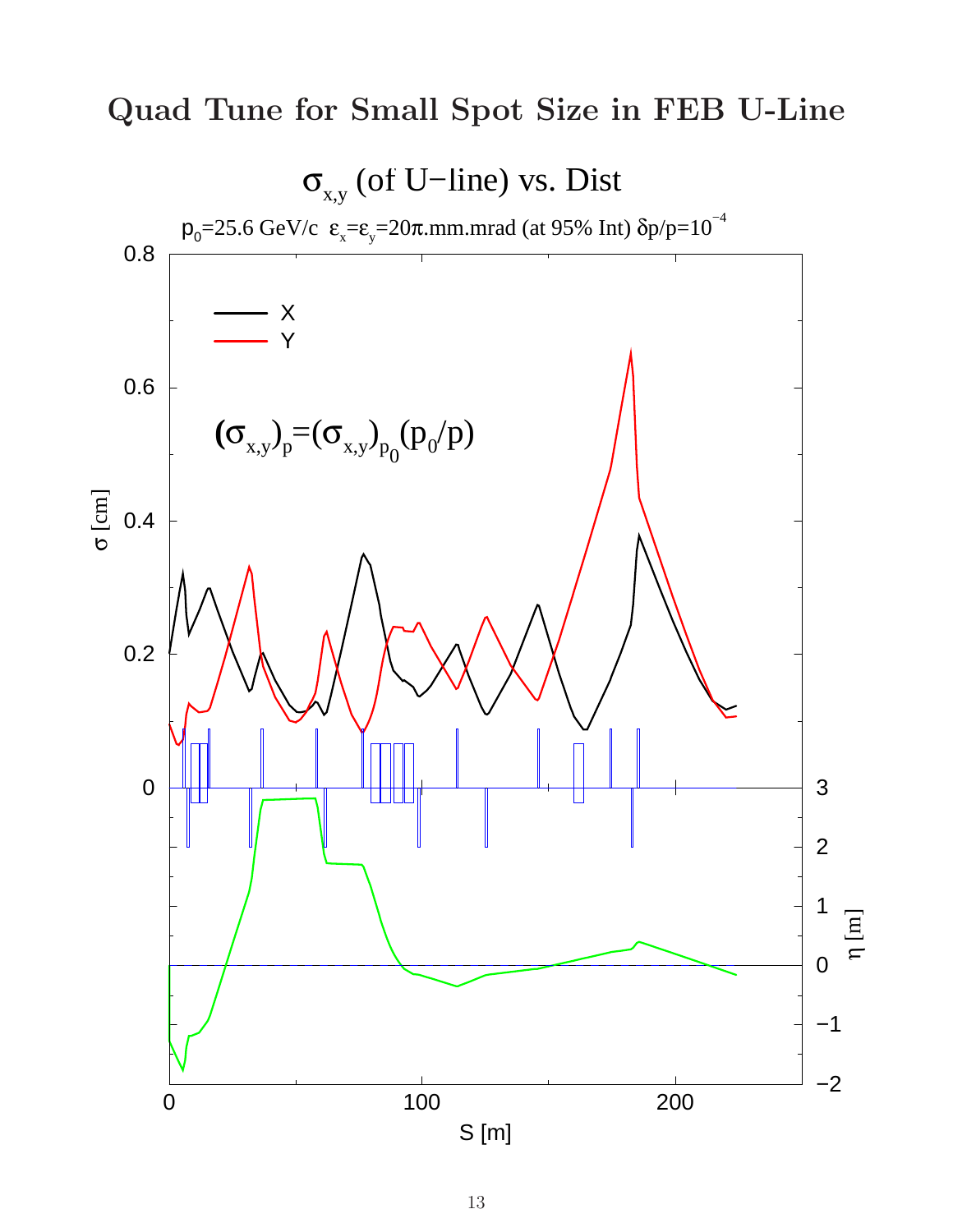# Quad Tune for Small Spot Size in FEB U-Line

$\sigma_{x,y}$ (of U−line) vs. Dist

$p_0$=25.6 GeV/c $\varepsilon_x=\varepsilon_y$=20$\pi$.mm.mrad (at 95% Int) $\delta p/p=10^{-4}$

$(\sigma_{x,y})_p=(\sigma_{x,y})_{p_0}(p_0/p)$

X
Y

σ [cm]

η [m]

S [m]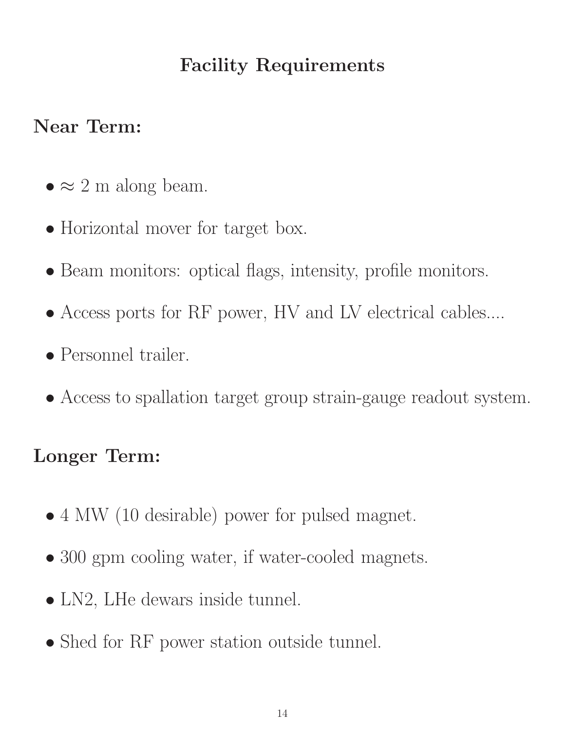# Facility Requirements

## Near Term:

- $\approx$ 2 m along beam.
- Horizontal mover for target box.
- Beam monitors: optical flags, intensity, profile monitors.
- Access ports for RF power, HV and LV electrical cables....
- Personnel trailer.
- Access to spallation target group strain-gauge readout system.

## Longer Term:

- 4 MW (10 desirable) power for pulsed magnet.
- 300 gpm cooling water, if water-cooled magnets.
- LN2, LHe dewars inside tunnel.
- Shed for RF power station outside tunnel.